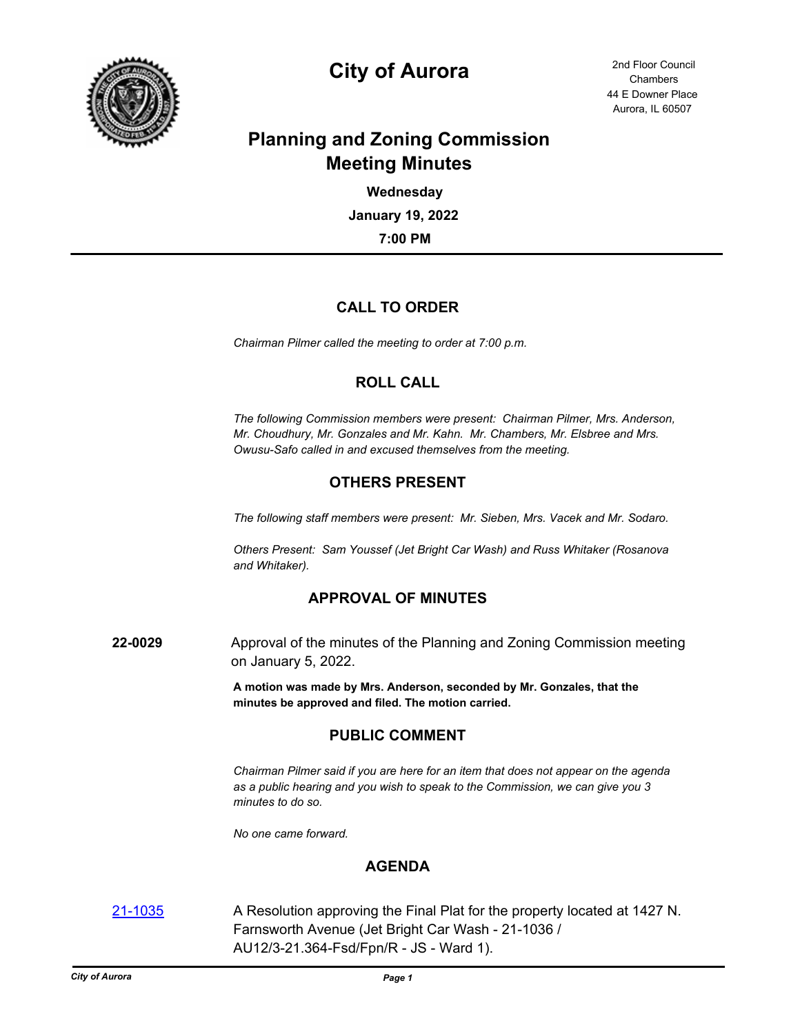# City of Aurora

2nd Floor Council Chambers
44 E Downer Place
Aurora, IL 60507

## Planning and Zoning Commission Meeting Minutes

**Wednesday**

**January 19, 2022**

**7:00 PM**

## CALL TO ORDER

*Chairman Pilmer called the meeting to order at 7:00 p.m.*

## ROLL CALL

*The following Commission members were present: Chairman Pilmer, Mrs. Anderson, Mr. Choudhury, Mr. Gonzales and Mr. Kahn. Mr. Chambers, Mr. Elsbree and Mrs. Owusu-Safo called in and excused themselves from the meeting.*

## OTHERS PRESENT

*The following staff members were present: Mr. Sieben, Mrs. Vacek and Mr. Sodaro.*

*Others Present: Sam Youssef (Jet Bright Car Wash) and Russ Whitaker (Rosanova and Whitaker).*

## APPROVAL OF MINUTES

**22-0029** Approval of the minutes of the Planning and Zoning Commission meeting on January 5, 2022.

**A motion was made by Mrs. Anderson, seconded by Mr. Gonzales, that the minutes be approved and filed. The motion carried.**

## PUBLIC COMMENT

*Chairman Pilmer said if you are here for an item that does not appear on the agenda as a public hearing and you wish to speak to the Commission, we can give you 3 minutes to do so.*

*No one came forward.*

## AGENDA

**21-1035** A Resolution approving the Final Plat for the property located at 1427 N. Farnsworth Avenue (Jet Bright Car Wash - 21-1036 / AU12/3-21.364-Fsd/Fpn/R - JS - Ward 1).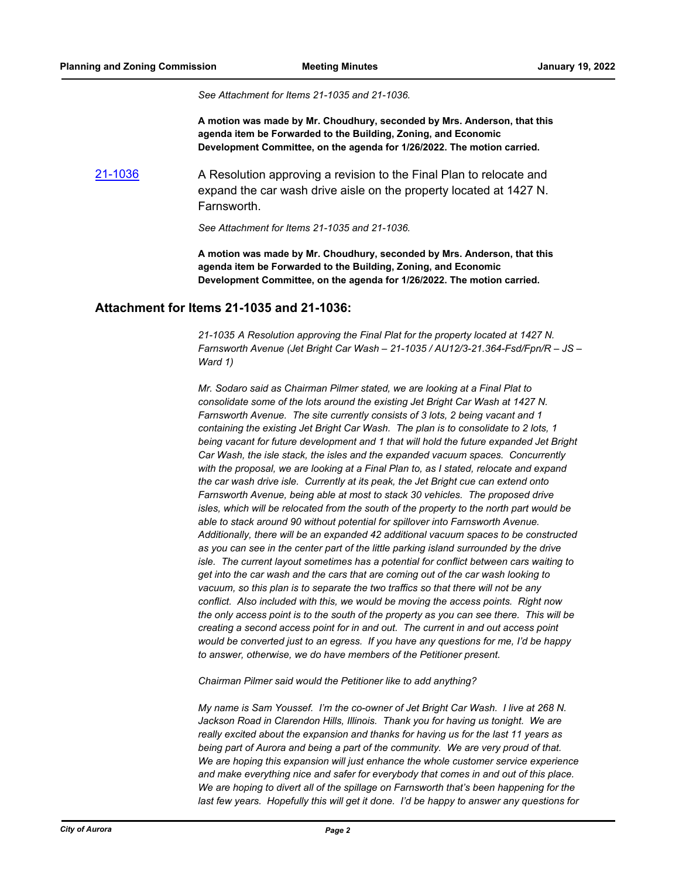*See Attachment for Items 21-1035 and 21-1036.*

**A motion was made by Mr. Choudhury, seconded by Mrs. Anderson, that this agenda item be Forwarded to the Building, Zoning, and Economic Development Committee, on the agenda for 1/26/2022. The motion carried.**

21-1036 A Resolution approving a revision to the Final Plan to relocate and expand the car wash drive aisle on the property located at 1427 N. Farnsworth.

*See Attachment for Items 21-1035 and 21-1036.*

**A motion was made by Mr. Choudhury, seconded by Mrs. Anderson, that this agenda item be Forwarded to the Building, Zoning, and Economic Development Committee, on the agenda for 1/26/2022. The motion carried.**

## Attachment for Items 21-1035 and 21-1036:

*21-1035 A Resolution approving the Final Plat for the property located at 1427 N. Farnsworth Avenue (Jet Bright Car Wash – 21-1035 / AU12/3-21.364-Fsd/Fpn/R – JS – Ward 1)*

*Mr. Sodaro said as Chairman Pilmer stated, we are looking at a Final Plat to consolidate some of the lots around the existing Jet Bright Car Wash at 1427 N. Farnsworth Avenue. The site currently consists of 3 lots, 2 being vacant and 1 containing the existing Jet Bright Car Wash. The plan is to consolidate to 2 lots, 1 being vacant for future development and 1 that will hold the future expanded Jet Bright Car Wash, the isle stack, the isles and the expanded vacuum spaces. Concurrently with the proposal, we are looking at a Final Plan to, as I stated, relocate and expand the car wash drive isle. Currently at its peak, the Jet Bright cue can extend onto Farnsworth Avenue, being able at most to stack 30 vehicles. The proposed drive isles, which will be relocated from the south of the property to the north part would be able to stack around 90 without potential for spillover into Farnsworth Avenue. Additionally, there will be an expanded 42 additional vacuum spaces to be constructed as you can see in the center part of the little parking island surrounded by the drive isle. The current layout sometimes has a potential for conflict between cars waiting to get into the car wash and the cars that are coming out of the car wash looking to vacuum, so this plan is to separate the two traffics so that there will not be any conflict. Also included with this, we would be moving the access points. Right now the only access point is to the south of the property as you can see there. This will be creating a second access point for in and out. The current in and out access point would be converted just to an egress. If you have any questions for me, I'd be happy to answer, otherwise, we do have members of the Petitioner present.*

*Chairman Pilmer said would the Petitioner like to add anything?*

*My name is Sam Youssef. I'm the co-owner of Jet Bright Car Wash. I live at 268 N. Jackson Road in Clarendon Hills, Illinois. Thank you for having us tonight. We are really excited about the expansion and thanks for having us for the last 11 years as being part of Aurora and being a part of the community. We are very proud of that. We are hoping this expansion will just enhance the whole customer service experience and make everything nice and safer for everybody that comes in and out of this place. We are hoping to divert all of the spillage on Farnsworth that's been happening for the last few years. Hopefully this will get it done. I'd be happy to answer any questions for*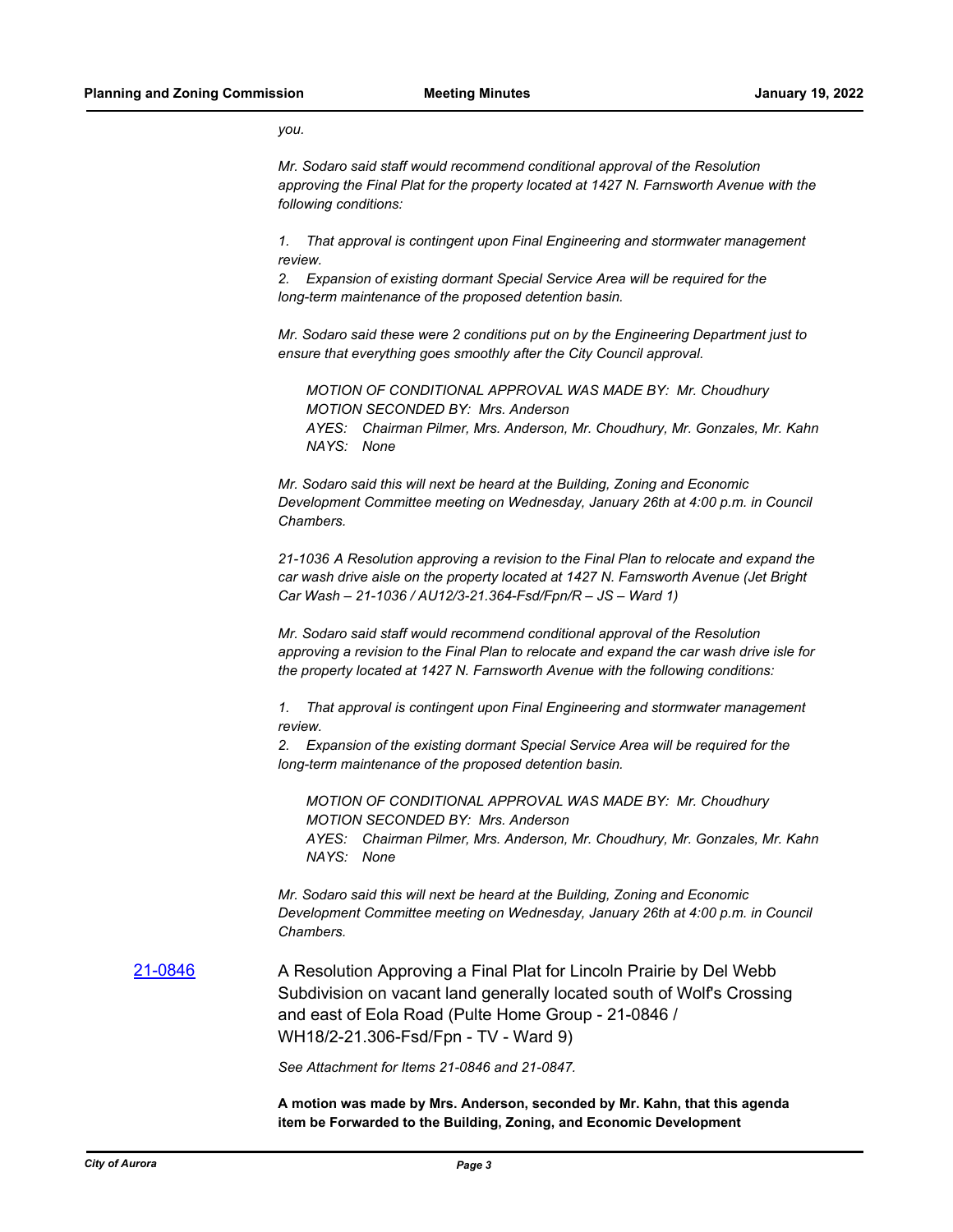*you.*

*Mr. Sodaro said staff would recommend conditional approval of the Resolution approving the Final Plat for the property located at 1427 N. Farnsworth Avenue with the following conditions:*

*1. That approval is contingent upon Final Engineering and stormwater management review.*
*2. Expansion of existing dormant Special Service Area will be required for the long-term maintenance of the proposed detention basin.*

*Mr. Sodaro said these were 2 conditions put on by the Engineering Department just to ensure that everything goes smoothly after the City Council approval.*

> *MOTION OF CONDITIONAL APPROVAL WAS MADE BY: Mr. Choudhury*
> *MOTION SECONDED BY: Mrs. Anderson*
> *AYES: Chairman Pilmer, Mrs. Anderson, Mr. Choudhury, Mr. Gonzales, Mr. Kahn*
> *NAYS: None*

*Mr. Sodaro said this will next be heard at the Building, Zoning and Economic Development Committee meeting on Wednesday, January 26th at 4:00 p.m. in Council Chambers.*

*21-1036 A Resolution approving a revision to the Final Plan to relocate and expand the car wash drive aisle on the property located at 1427 N. Farnsworth Avenue (Jet Bright Car Wash – 21-1036 / AU12/3-21.364-Fsd/Fpn/R – JS – Ward 1)*

*Mr. Sodaro said staff would recommend conditional approval of the Resolution approving a revision to the Final Plan to relocate and expand the car wash drive isle for the property located at 1427 N. Farnsworth Avenue with the following conditions:*

*1. That approval is contingent upon Final Engineering and stormwater management review.*
*2. Expansion of the existing dormant Special Service Area will be required for the long-term maintenance of the proposed detention basin.*

> *MOTION OF CONDITIONAL APPROVAL WAS MADE BY: Mr. Choudhury*
> *MOTION SECONDED BY: Mrs. Anderson*
> *AYES: Chairman Pilmer, Mrs. Anderson, Mr. Choudhury, Mr. Gonzales, Mr. Kahn*
> *NAYS: None*

*Mr. Sodaro said this will next be heard at the Building, Zoning and Economic Development Committee meeting on Wednesday, January 26th at 4:00 p.m. in Council Chambers.*

**21-0846** A Resolution Approving a Final Plat for Lincoln Prairie by Del Webb Subdivision on vacant land generally located south of Wolf's Crossing and east of Eola Road (Pulte Home Group - 21-0846 / WH18/2-21.306-Fsd/Fpn - TV - Ward 9)

*See Attachment for Items 21-0846 and 21-0847.*

**A motion was made by Mrs. Anderson, seconded by Mr. Kahn, that this agenda item be Forwarded to the Building, Zoning, and Economic Development**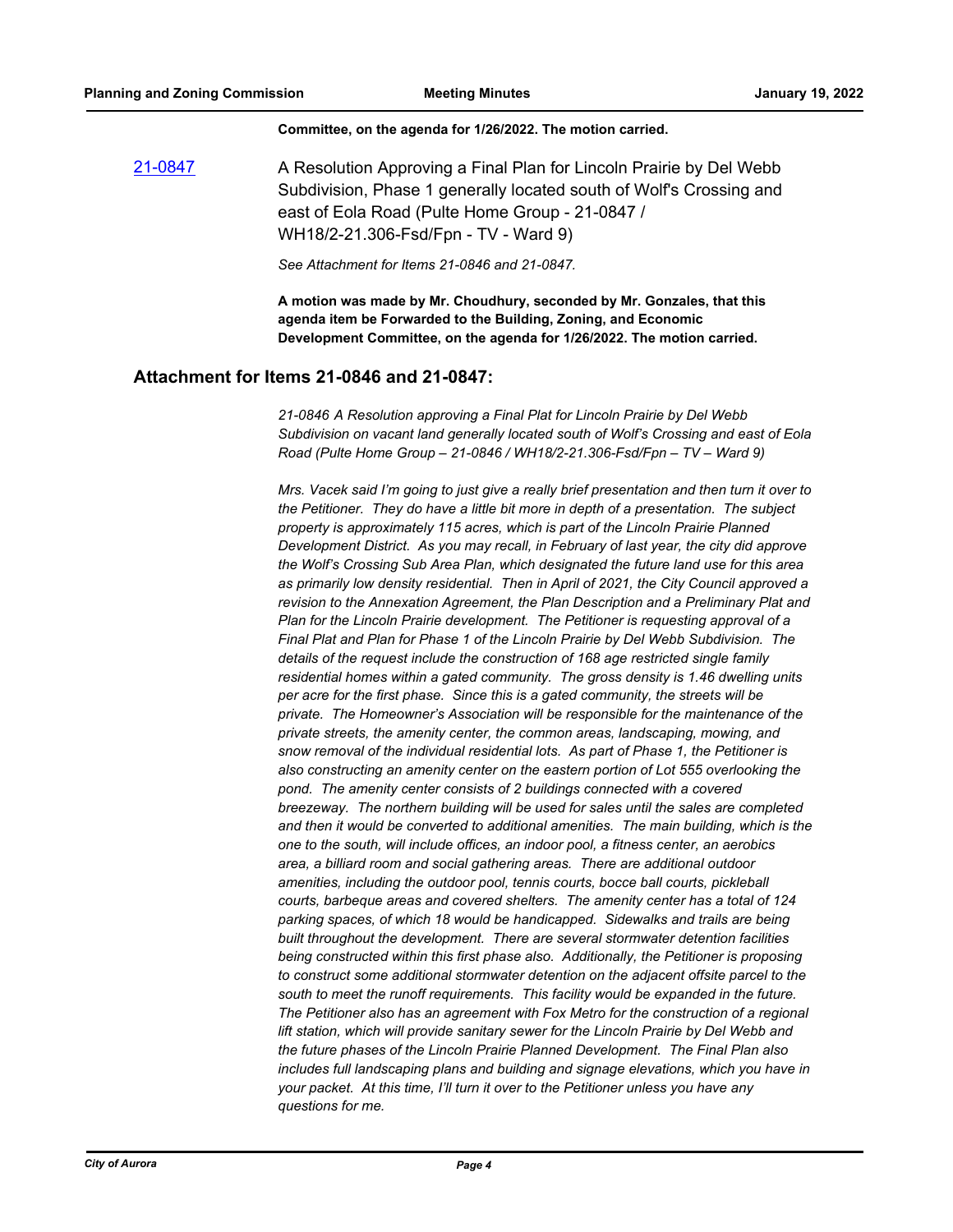**Committee, on the agenda for 1/26/2022. The motion carried.**

21-0847 A Resolution Approving a Final Plan for Lincoln Prairie by Del Webb Subdivision, Phase 1 generally located south of Wolf's Crossing and east of Eola Road (Pulte Home Group - 21-0847 / WH18/2-21.306-Fsd/Fpn - TV - Ward 9)

*See Attachment for Items 21-0846 and 21-0847.*

**A motion was made by Mr. Choudhury, seconded by Mr. Gonzales, that this agenda item be Forwarded to the Building, Zoning, and Economic Development Committee, on the agenda for 1/26/2022. The motion carried.**

## Attachment for Items 21-0846 and 21-0847:

*21-0846 A Resolution approving a Final Plat for Lincoln Prairie by Del Webb Subdivision on vacant land generally located south of Wolf's Crossing and east of Eola Road (Pulte Home Group – 21-0846 / WH18/2-21.306-Fsd/Fpn – TV – Ward 9)*

*Mrs. Vacek said I'm going to just give a really brief presentation and then turn it over to the Petitioner. They do have a little bit more in depth of a presentation. The subject property is approximately 115 acres, which is part of the Lincoln Prairie Planned Development District. As you may recall, in February of last year, the city did approve the Wolf's Crossing Sub Area Plan, which designated the future land use for this area as primarily low density residential. Then in April of 2021, the City Council approved a revision to the Annexation Agreement, the Plan Description and a Preliminary Plat and Plan for the Lincoln Prairie development. The Petitioner is requesting approval of a Final Plat and Plan for Phase 1 of the Lincoln Prairie by Del Webb Subdivision. The details of the request include the construction of 168 age restricted single family residential homes within a gated community. The gross density is 1.46 dwelling units per acre for the first phase. Since this is a gated community, the streets will be private. The Homeowner's Association will be responsible for the maintenance of the private streets, the amenity center, the common areas, landscaping, mowing, and snow removal of the individual residential lots. As part of Phase 1, the Petitioner is also constructing an amenity center on the eastern portion of Lot 555 overlooking the pond. The amenity center consists of 2 buildings connected with a covered breezeway. The northern building will be used for sales until the sales are completed and then it would be converted to additional amenities. The main building, which is the one to the south, will include offices, an indoor pool, a fitness center, an aerobics area, a billiard room and social gathering areas. There are additional outdoor amenities, including the outdoor pool, tennis courts, bocce ball courts, pickleball courts, barbeque areas and covered shelters. The amenity center has a total of 124 parking spaces, of which 18 would be handicapped. Sidewalks and trails are being built throughout the development. There are several stormwater detention facilities being constructed within this first phase also. Additionally, the Petitioner is proposing to construct some additional stormwater detention on the adjacent offsite parcel to the south to meet the runoff requirements. This facility would be expanded in the future. The Petitioner also has an agreement with Fox Metro for the construction of a regional lift station, which will provide sanitary sewer for the Lincoln Prairie by Del Webb and the future phases of the Lincoln Prairie Planned Development. The Final Plan also includes full landscaping plans and building and signage elevations, which you have in your packet. At this time, I'll turn it over to the Petitioner unless you have any questions for me.*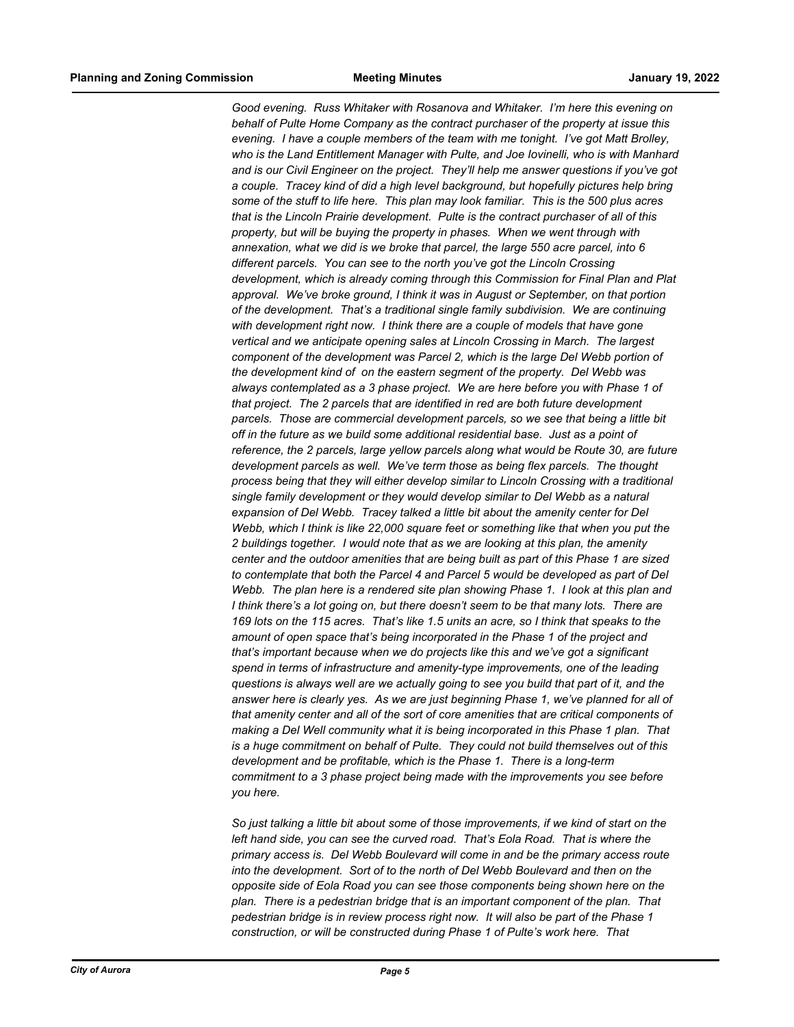*Good evening. Russ Whitaker with Rosanova and Whitaker. I'm here this evening on behalf of Pulte Home Company as the contract purchaser of the property at issue this evening. I have a couple members of the team with me tonight. I've got Matt Brolley, who is the Land Entitlement Manager with Pulte, and Joe Iovinelli, who is with Manhard and is our Civil Engineer on the project. They'll help me answer questions if you've got a couple. Tracey kind of did a high level background, but hopefully pictures help bring some of the stuff to life here. This plan may look familiar. This is the 500 plus acres that is the Lincoln Prairie development. Pulte is the contract purchaser of all of this property, but will be buying the property in phases. When we went through with annexation, what we did is we broke that parcel, the large 550 acre parcel, into 6 different parcels. You can see to the north you've got the Lincoln Crossing development, which is already coming through this Commission for Final Plan and Plat approval. We've broke ground, I think it was in August or September, on that portion of the development. That's a traditional single family subdivision. We are continuing with development right now. I think there are a couple of models that have gone vertical and we anticipate opening sales at Lincoln Crossing in March. The largest component of the development was Parcel 2, which is the large Del Webb portion of the development kind of on the eastern segment of the property. Del Webb was always contemplated as a 3 phase project. We are here before you with Phase 1 of that project. The 2 parcels that are identified in red are both future development parcels. Those are commercial development parcels, so we see that being a little bit off in the future as we build some additional residential base. Just as a point of reference, the 2 parcels, large yellow parcels along what would be Route 30, are future development parcels as well. We've term those as being flex parcels. The thought process being that they will either develop similar to Lincoln Crossing with a traditional single family development or they would develop similar to Del Webb as a natural expansion of Del Webb. Tracey talked a little bit about the amenity center for Del Webb, which I think is like 22,000 square feet or something like that when you put the 2 buildings together. I would note that as we are looking at this plan, the amenity center and the outdoor amenities that are being built as part of this Phase 1 are sized to contemplate that both the Parcel 4 and Parcel 5 would be developed as part of Del Webb. The plan here is a rendered site plan showing Phase 1. I look at this plan and I think there's a lot going on, but there doesn't seem to be that many lots. There are 169 lots on the 115 acres. That's like 1.5 units an acre, so I think that speaks to the amount of open space that's being incorporated in the Phase 1 of the project and that's important because when we do projects like this and we've got a significant spend in terms of infrastructure and amenity-type improvements, one of the leading questions is always well are we actually going to see you build that part of it, and the answer here is clearly yes. As we are just beginning Phase 1, we've planned for all of that amenity center and all of the sort of core amenities that are critical components of making a Del Well community what it is being incorporated in this Phase 1 plan. That is a huge commitment on behalf of Pulte. They could not build themselves out of this development and be profitable, which is the Phase 1. There is a long-term commitment to a 3 phase project being made with the improvements you see before you here.*

*So just talking a little bit about some of those improvements, if we kind of start on the left hand side, you can see the curved road. That's Eola Road. That is where the primary access is. Del Webb Boulevard will come in and be the primary access route into the development. Sort of to the north of Del Webb Boulevard and then on the opposite side of Eola Road you can see those components being shown here on the plan. There is a pedestrian bridge that is an important component of the plan. That pedestrian bridge is in review process right now. It will also be part of the Phase 1 construction, or will be constructed during Phase 1 of Pulte's work here. That*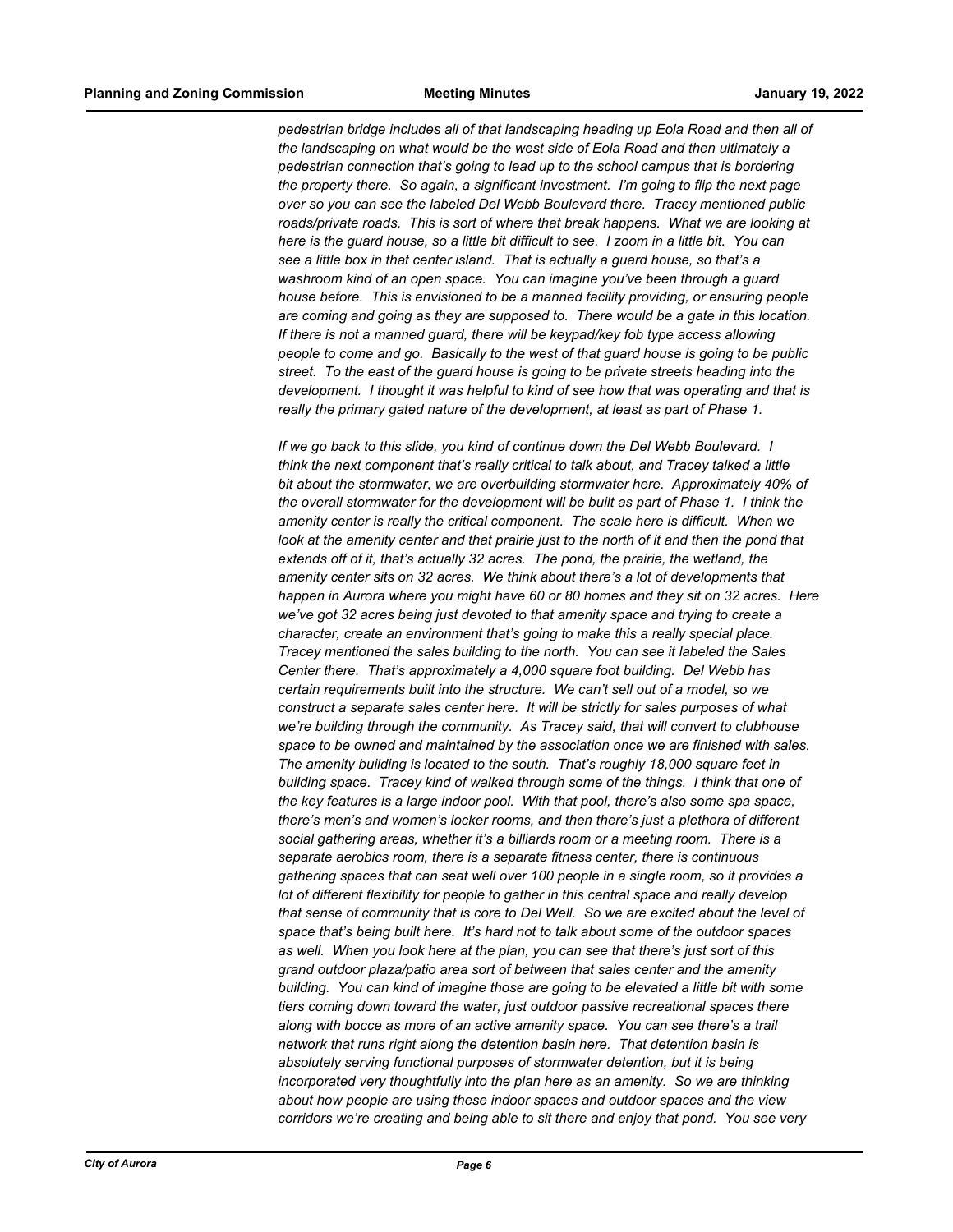*pedestrian bridge includes all of that landscaping heading up Eola Road and then all of the landscaping on what would be the west side of Eola Road and then ultimately a pedestrian connection that's going to lead up to the school campus that is bordering the property there. So again, a significant investment. I'm going to flip the next page over so you can see the labeled Del Webb Boulevard there. Tracey mentioned public roads/private roads. This is sort of where that break happens. What we are looking at here is the guard house, so a little bit difficult to see. I zoom in a little bit. You can see a little box in that center island. That is actually a guard house, so that's a washroom kind of an open space. You can imagine you've been through a guard house before. This is envisioned to be a manned facility providing, or ensuring people are coming and going as they are supposed to. There would be a gate in this location. If there is not a manned guard, there will be keypad/key fob type access allowing people to come and go. Basically to the west of that guard house is going to be public street. To the east of the guard house is going to be private streets heading into the development. I thought it was helpful to kind of see how that was operating and that is really the primary gated nature of the development, at least as part of Phase 1.*

*If we go back to this slide, you kind of continue down the Del Webb Boulevard. I think the next component that's really critical to talk about, and Tracey talked a little bit about the stormwater, we are overbuilding stormwater here. Approximately 40% of the overall stormwater for the development will be built as part of Phase 1. I think the amenity center is really the critical component. The scale here is difficult. When we look at the amenity center and that prairie just to the north of it and then the pond that extends off of it, that's actually 32 acres. The pond, the prairie, the wetland, the amenity center sits on 32 acres. We think about there's a lot of developments that happen in Aurora where you might have 60 or 80 homes and they sit on 32 acres. Here we've got 32 acres being just devoted to that amenity space and trying to create a character, create an environment that's going to make this a really special place. Tracey mentioned the sales building to the north. You can see it labeled the Sales Center there. That's approximately a 4,000 square foot building. Del Webb has certain requirements built into the structure. We can't sell out of a model, so we construct a separate sales center here. It will be strictly for sales purposes of what we're building through the community. As Tracey said, that will convert to clubhouse space to be owned and maintained by the association once we are finished with sales. The amenity building is located to the south. That's roughly 18,000 square feet in building space. Tracey kind of walked through some of the things. I think that one of the key features is a large indoor pool. With that pool, there's also some spa space, there's men's and women's locker rooms, and then there's just a plethora of different social gathering areas, whether it's a billiards room or a meeting room. There is a separate aerobics room, there is a separate fitness center, there is continuous gathering spaces that can seat well over 100 people in a single room, so it provides a lot of different flexibility for people to gather in this central space and really develop that sense of community that is core to Del Well. So we are excited about the level of space that's being built here. It's hard not to talk about some of the outdoor spaces as well. When you look here at the plan, you can see that there's just sort of this grand outdoor plaza/patio area sort of between that sales center and the amenity building. You can kind of imagine those are going to be elevated a little bit with some tiers coming down toward the water, just outdoor passive recreational spaces there along with bocce as more of an active amenity space. You can see there's a trail network that runs right along the detention basin here. That detention basin is absolutely serving functional purposes of stormwater detention, but it is being incorporated very thoughtfully into the plan here as an amenity. So we are thinking about how people are using these indoor spaces and outdoor spaces and the view corridors we're creating and being able to sit there and enjoy that pond. You see very*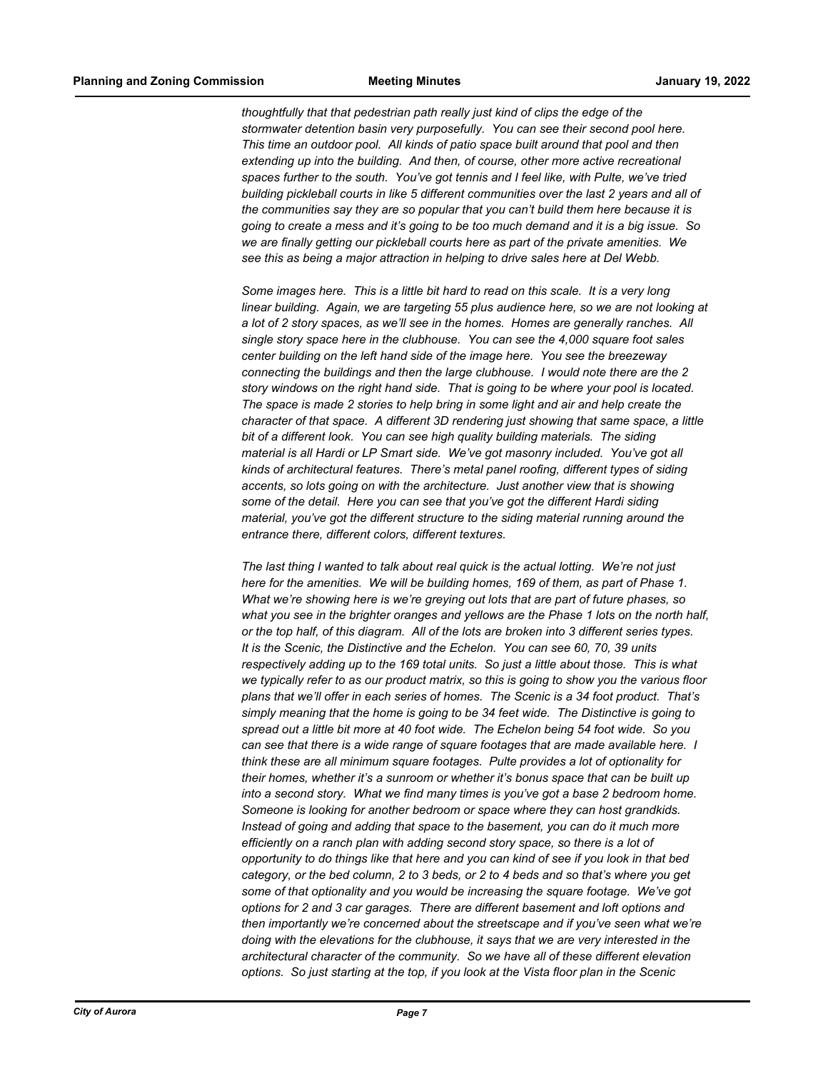*thoughtfully that that pedestrian path really just kind of clips the edge of the stormwater detention basin very purposefully. You can see their second pool here. This time an outdoor pool. All kinds of patio space built around that pool and then extending up into the building. And then, of course, other more active recreational spaces further to the south. You've got tennis and I feel like, with Pulte, we've tried building pickleball courts in like 5 different communities over the last 2 years and all of the communities say they are so popular that you can't build them here because it is going to create a mess and it's going to be too much demand and it is a big issue. So we are finally getting our pickleball courts here as part of the private amenities. We see this as being a major attraction in helping to drive sales here at Del Webb.*

*Some images here. This is a little bit hard to read on this scale. It is a very long linear building. Again, we are targeting 55 plus audience here, so we are not looking at a lot of 2 story spaces, as we'll see in the homes. Homes are generally ranches. All single story space here in the clubhouse. You can see the 4,000 square foot sales center building on the left hand side of the image here. You see the breezeway connecting the buildings and then the large clubhouse. I would note there are the 2 story windows on the right hand side. That is going to be where your pool is located. The space is made 2 stories to help bring in some light and air and help create the character of that space. A different 3D rendering just showing that same space, a little bit of a different look. You can see high quality building materials. The siding material is all Hardi or LP Smart side. We've got masonry included. You've got all kinds of architectural features. There's metal panel roofing, different types of siding accents, so lots going on with the architecture. Just another view that is showing some of the detail. Here you can see that you've got the different Hardi siding material, you've got the different structure to the siding material running around the entrance there, different colors, different textures.*

*The last thing I wanted to talk about real quick is the actual lotting. We're not just here for the amenities. We will be building homes, 169 of them, as part of Phase 1. What we're showing here is we're greying out lots that are part of future phases, so what you see in the brighter oranges and yellows are the Phase 1 lots on the north half, or the top half, of this diagram. All of the lots are broken into 3 different series types. It is the Scenic, the Distinctive and the Echelon. You can see 60, 70, 39 units respectively adding up to the 169 total units. So just a little about those. This is what we typically refer to as our product matrix, so this is going to show you the various floor plans that we'll offer in each series of homes. The Scenic is a 34 foot product. That's simply meaning that the home is going to be 34 feet wide. The Distinctive is going to spread out a little bit more at 40 foot wide. The Echelon being 54 foot wide. So you can see that there is a wide range of square footages that are made available here. I think these are all minimum square footages. Pulte provides a lot of optionality for their homes, whether it's a sunroom or whether it's bonus space that can be built up into a second story. What we find many times is you've got a base 2 bedroom home. Someone is looking for another bedroom or space where they can host grandkids. Instead of going and adding that space to the basement, you can do it much more efficiently on a ranch plan with adding second story space, so there is a lot of opportunity to do things like that here and you can kind of see if you look in that bed category, or the bed column, 2 to 3 beds, or 2 to 4 beds and so that's where you get some of that optionality and you would be increasing the square footage. We've got options for 2 and 3 car garages. There are different basement and loft options and then importantly we're concerned about the streetscape and if you've seen what we're doing with the elevations for the clubhouse, it says that we are very interested in the architectural character of the community. So we have all of these different elevation options. So just starting at the top, if you look at the Vista floor plan in the Scenic*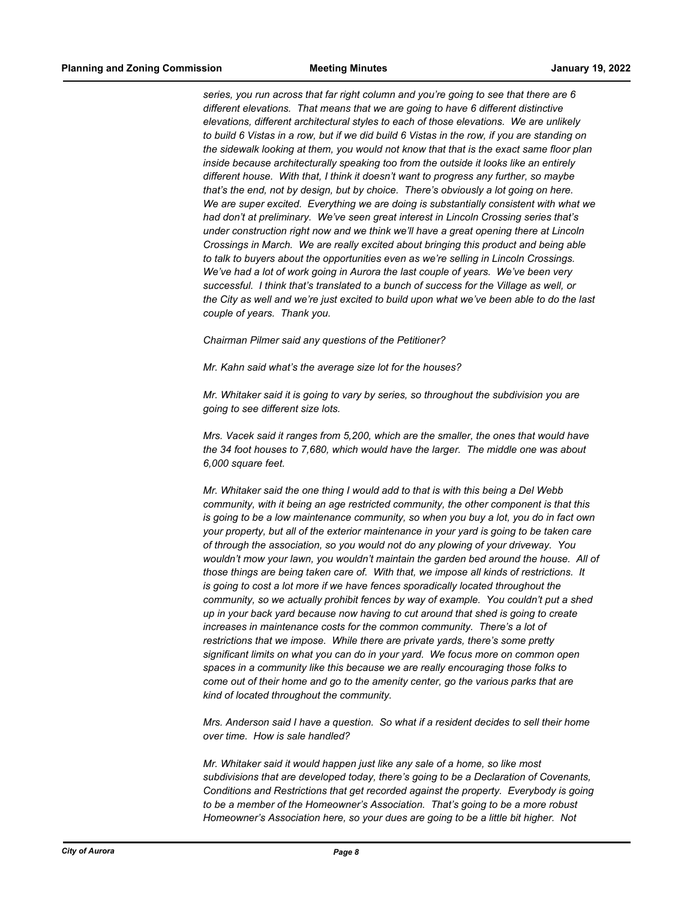*series, you run across that far right column and you're going to see that there are 6 different elevations. That means that we are going to have 6 different distinctive elevations, different architectural styles to each of those elevations. We are unlikely to build 6 Vistas in a row, but if we did build 6 Vistas in the row, if you are standing on the sidewalk looking at them, you would not know that that is the exact same floor plan inside because architecturally speaking too from the outside it looks like an entirely different house. With that, I think it doesn't want to progress any further, so maybe that's the end, not by design, but by choice. There's obviously a lot going on here. We are super excited. Everything we are doing is substantially consistent with what we had don't at preliminary. We've seen great interest in Lincoln Crossing series that's under construction right now and we think we'll have a great opening there at Lincoln Crossings in March. We are really excited about bringing this product and being able to talk to buyers about the opportunities even as we're selling in Lincoln Crossings. We've had a lot of work going in Aurora the last couple of years. We've been very successful. I think that's translated to a bunch of success for the Village as well, or the City as well and we're just excited to build upon what we've been able to do the last couple of years. Thank you.*

*Chairman Pilmer said any questions of the Petitioner?*

*Mr. Kahn said what's the average size lot for the houses?*

*Mr. Whitaker said it is going to vary by series, so throughout the subdivision you are going to see different size lots.*

*Mrs. Vacek said it ranges from 5,200, which are the smaller, the ones that would have the 34 foot houses to 7,680, which would have the larger. The middle one was about 6,000 square feet.*

*Mr. Whitaker said the one thing I would add to that is with this being a Del Webb community, with it being an age restricted community, the other component is that this is going to be a low maintenance community, so when you buy a lot, you do in fact own your property, but all of the exterior maintenance in your yard is going to be taken care of through the association, so you would not do any plowing of your driveway. You wouldn't mow your lawn, you wouldn't maintain the garden bed around the house. All of those things are being taken care of. With that, we impose all kinds of restrictions. It is going to cost a lot more if we have fences sporadically located throughout the community, so we actually prohibit fences by way of example. You couldn't put a shed up in your back yard because now having to cut around that shed is going to create increases in maintenance costs for the common community. There's a lot of restrictions that we impose. While there are private yards, there's some pretty significant limits on what you can do in your yard. We focus more on common open spaces in a community like this because we are really encouraging those folks to come out of their home and go to the amenity center, go the various parks that are kind of located throughout the community.*

*Mrs. Anderson said I have a question. So what if a resident decides to sell their home over time. How is sale handled?*

*Mr. Whitaker said it would happen just like any sale of a home, so like most subdivisions that are developed today, there's going to be a Declaration of Covenants, Conditions and Restrictions that get recorded against the property. Everybody is going to be a member of the Homeowner's Association. That's going to be a more robust Homeowner's Association here, so your dues are going to be a little bit higher. Not*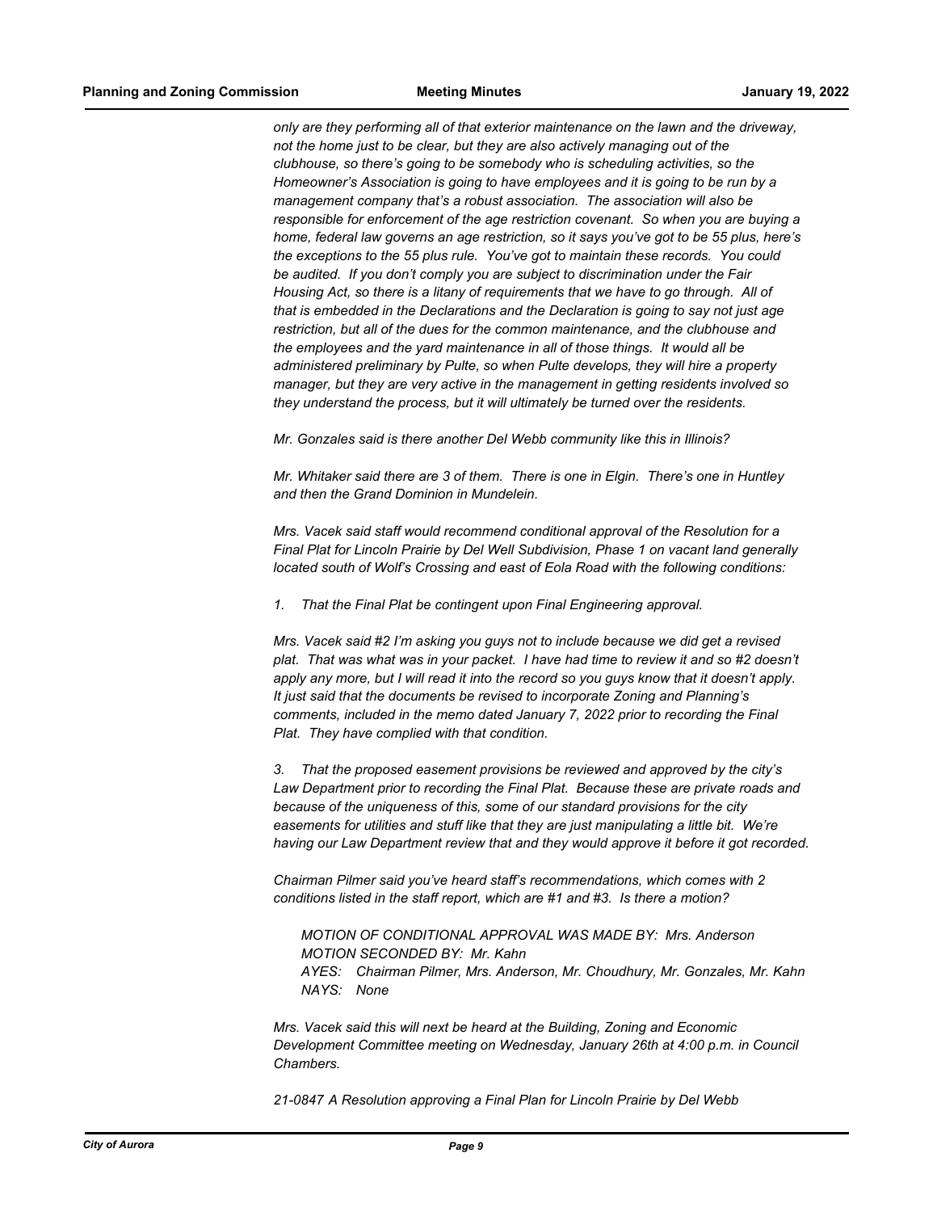*only are they performing all of that exterior maintenance on the lawn and the driveway, not the home just to be clear, but they are also actively managing out of the clubhouse, so there's going to be somebody who is scheduling activities, so the Homeowner's Association is going to have employees and it is going to be run by a management company that's a robust association. The association will also be responsible for enforcement of the age restriction covenant. So when you are buying a home, federal law governs an age restriction, so it says you've got to be 55 plus, here's the exceptions to the 55 plus rule. You've got to maintain these records. You could be audited. If you don't comply you are subject to discrimination under the Fair Housing Act, so there is a litany of requirements that we have to go through. All of that is embedded in the Declarations and the Declaration is going to say not just age restriction, but all of the dues for the common maintenance, and the clubhouse and the employees and the yard maintenance in all of those things. It would all be administered preliminary by Pulte, so when Pulte develops, they will hire a property manager, but they are very active in the management in getting residents involved so they understand the process, but it will ultimately be turned over the residents.*

*Mr. Gonzales said is there another Del Webb community like this in Illinois?*

*Mr. Whitaker said there are 3 of them. There is one in Elgin. There's one in Huntley and then the Grand Dominion in Mundelein.*

*Mrs. Vacek said staff would recommend conditional approval of the Resolution for a Final Plat for Lincoln Prairie by Del Well Subdivision, Phase 1 on vacant land generally located south of Wolf's Crossing and east of Eola Road with the following conditions:*

*1. That the Final Plat be contingent upon Final Engineering approval.*

*Mrs. Vacek said #2 I'm asking you guys not to include because we did get a revised plat. That was what was in your packet. I have had time to review it and so #2 doesn't apply any more, but I will read it into the record so you guys know that it doesn't apply. It just said that the documents be revised to incorporate Zoning and Planning's comments, included in the memo dated January 7, 2022 prior to recording the Final Plat. They have complied with that condition.*

*3. That the proposed easement provisions be reviewed and approved by the city's Law Department prior to recording the Final Plat. Because these are private roads and because of the uniqueness of this, some of our standard provisions for the city easements for utilities and stuff like that they are just manipulating a little bit. We're having our Law Department review that and they would approve it before it got recorded.*

*Chairman Pilmer said you've heard staff's recommendations, which comes with 2 conditions listed in the staff report, which are #1 and #3. Is there a motion?*

> *MOTION OF CONDITIONAL APPROVAL WAS MADE BY: Mrs. Anderson*
> *MOTION SECONDED BY: Mr. Kahn*
> *AYES: Chairman Pilmer, Mrs. Anderson, Mr. Choudhury, Mr. Gonzales, Mr. Kahn*
> *NAYS: None*

*Mrs. Vacek said this will next be heard at the Building, Zoning and Economic Development Committee meeting on Wednesday, January 26th at 4:00 p.m. in Council Chambers.*

*21-0847 A Resolution approving a Final Plan for Lincoln Prairie by Del Webb*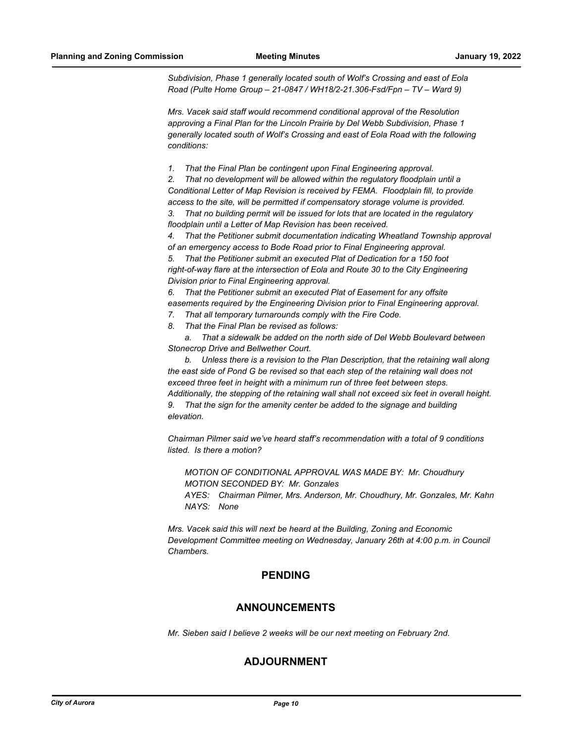*Subdivision, Phase 1 generally located south of Wolf's Crossing and east of Eola Road (Pulte Home Group – 21-0847 / WH18/2-21.306-Fsd/Fpn – TV – Ward 9)*

*Mrs. Vacek said staff would recommend conditional approval of the Resolution approving a Final Plan for the Lincoln Prairie by Del Webb Subdivision, Phase 1 generally located south of Wolf's Crossing and east of Eola Road with the following conditions:*

*1. That the Final Plan be contingent upon Final Engineering approval.*
*2. That no development will be allowed within the regulatory floodplain until a Conditional Letter of Map Revision is received by FEMA. Floodplain fill, to provide access to the site, will be permitted if compensatory storage volume is provided.*
*3. That no building permit will be issued for lots that are located in the regulatory floodplain until a Letter of Map Revision has been received.*
*4. That the Petitioner submit documentation indicating Wheatland Township approval of an emergency access to Bode Road prior to Final Engineering approval.*
*5. That the Petitioner submit an executed Plat of Dedication for a 150 foot right-of-way flare at the intersection of Eola and Route 30 to the City Engineering Division prior to Final Engineering approval.*
*6. That the Petitioner submit an executed Plat of Easement for any offsite easements required by the Engineering Division prior to Final Engineering approval.*
*7. That all temporary turnarounds comply with the Fire Code.*
*8. That the Final Plan be revised as follows:*
   *a. That a sidewalk be added on the north side of Del Webb Boulevard between Stonecrop Drive and Bellwether Court.*
   *b. Unless there is a revision to the Plan Description, that the retaining wall along the east side of Pond G be revised so that each step of the retaining wall does not exceed three feet in height with a minimum run of three feet between steps. Additionally, the stepping of the retaining wall shall not exceed six feet in overall height.*
*9. That the sign for the amenity center be added to the signage and building elevation.*

*Chairman Pilmer said we've heard staff's recommendation with a total of 9 conditions listed. Is there a motion?*

*MOTION OF CONDITIONAL APPROVAL WAS MADE BY: Mr. Choudhury*
*MOTION SECONDED BY: Mr. Gonzales*
*AYES: Chairman Pilmer, Mrs. Anderson, Mr. Choudhury, Mr. Gonzales, Mr. Kahn*
*NAYS: None*

*Mrs. Vacek said this will next be heard at the Building, Zoning and Economic Development Committee meeting on Wednesday, January 26th at 4:00 p.m. in Council Chambers.*

## PENDING

## ANNOUNCEMENTS

*Mr. Sieben said I believe 2 weeks will be our next meeting on February 2nd.*

## ADJOURNMENT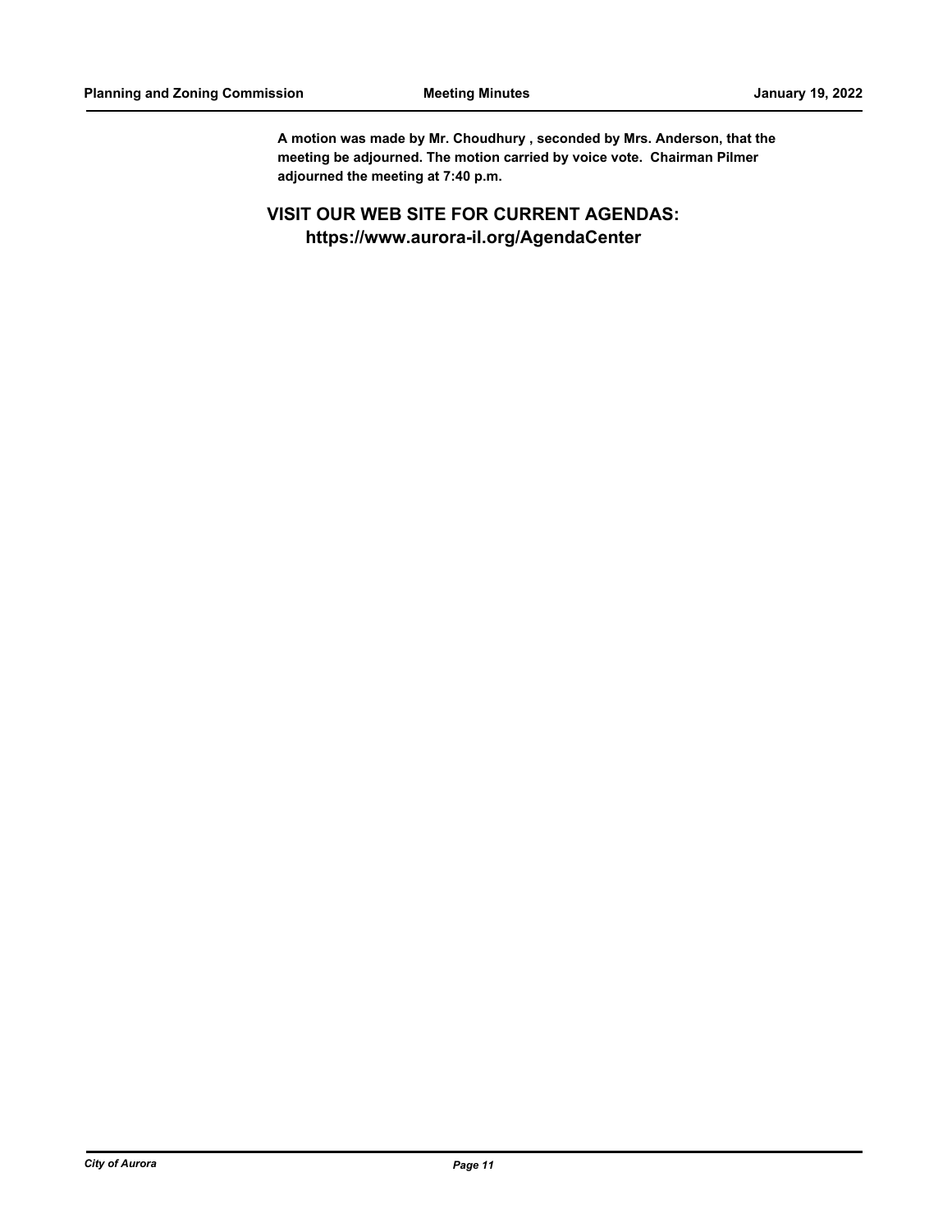**A motion was made by Mr. Choudhury , seconded by Mrs. Anderson, that the meeting be adjourned. The motion carried by voice vote. Chairman Pilmer adjourned the meeting at 7:40 p.m.**

## VISIT OUR WEB SITE FOR CURRENT AGENDAS:
## https://www.aurora-il.org/AgendaCenter